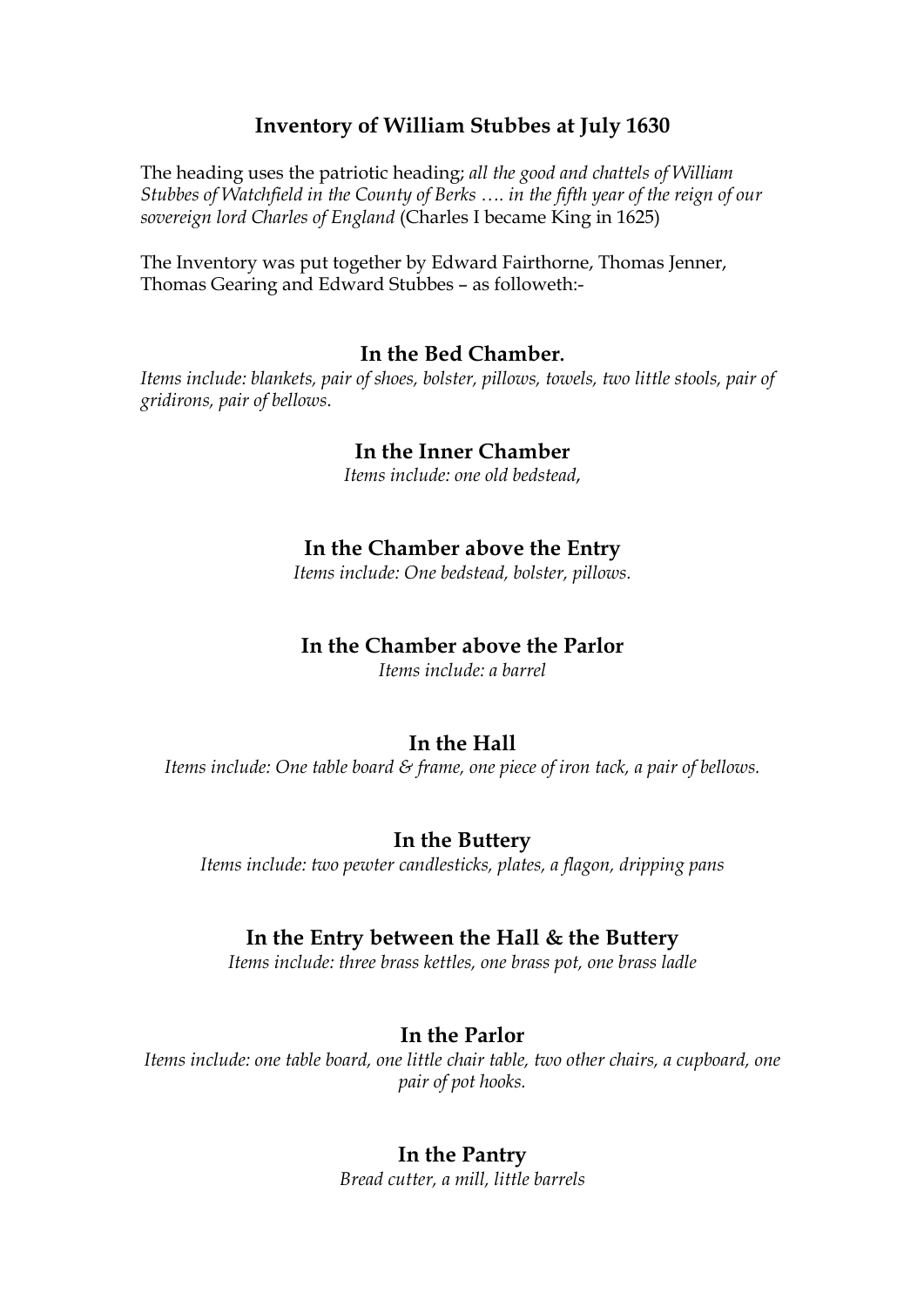# Inventory of William Stubbes at July 1630

The heading uses the patriotic heading; *all the good and chattels of William Stubbes of Watchfield in the County of Berks …. in the fifth year of the reign of our sovereign lord Charles of England* (Charles I became King in 1625)

The Inventory was put together by Edward Fairthorne, Thomas Jenner, Thomas Gearing and Edward Stubbes – as followeth:-

## In the Bed Chamber.

*Items include: blankets, pair of shoes, bolster, pillows, towels, two little stools, pair of gridirons, pair of bellows.*

## In the Inner Chamber

*Items include: one old bedstead,*

## In the Chamber above the Entry

*Items include: One bedstead, bolster, pillows.*

## In the Chamber above the Parlor

*Items include: a barrel*

## In the Hall

*Items include: One table board & frame, one piece of iron tack, a pair of bellows.*

## In the Buttery

*Items include: two pewter candlesticks, plates, a flagon, dripping pans*

## In the Entry between the Hall & the Buttery

*Items include: three brass kettles, one brass pot, one brass ladle*

## In the Parlor

*Items include: one table board, one little chair table, two other chairs, a cupboard, one pair of pot hooks.*

## In the Pantry

*Bread cutter, a mill, little barrels*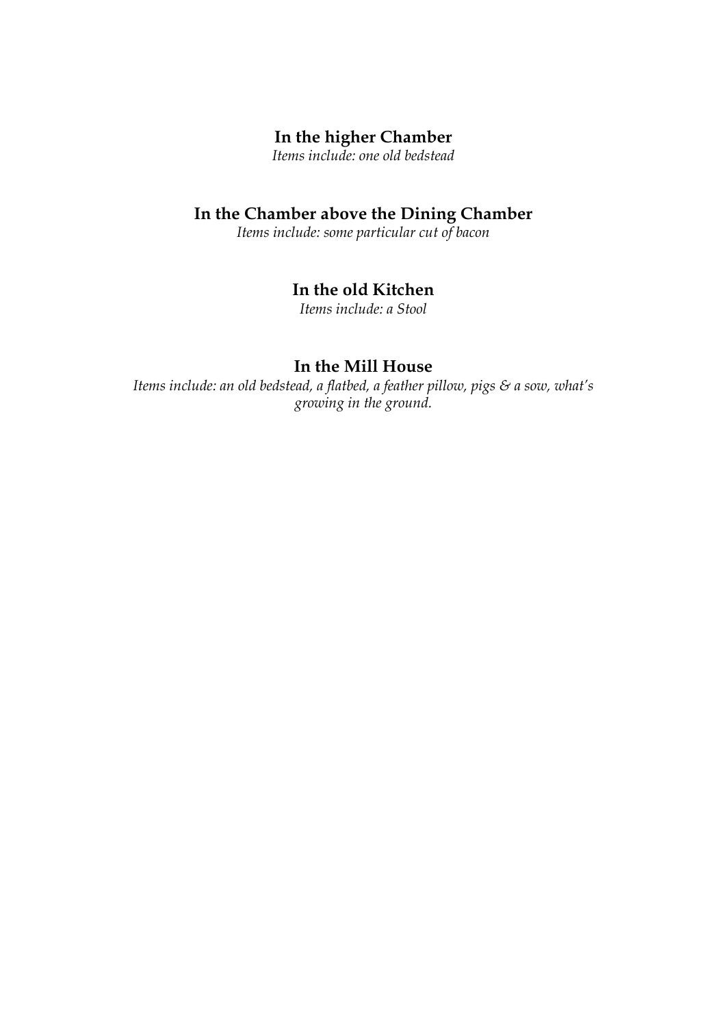### In the higher Chamber

*Items include: one old bedstead*

### In the Chamber above the Dining Chamber

*Items include: some particular cut of bacon*

### In the old Kitchen

*Items include: a Stool*

### In the Mill House

*Items include: an old bedstead, a flatbed, a feather pillow, pigs & a sow, what's growing in the ground.*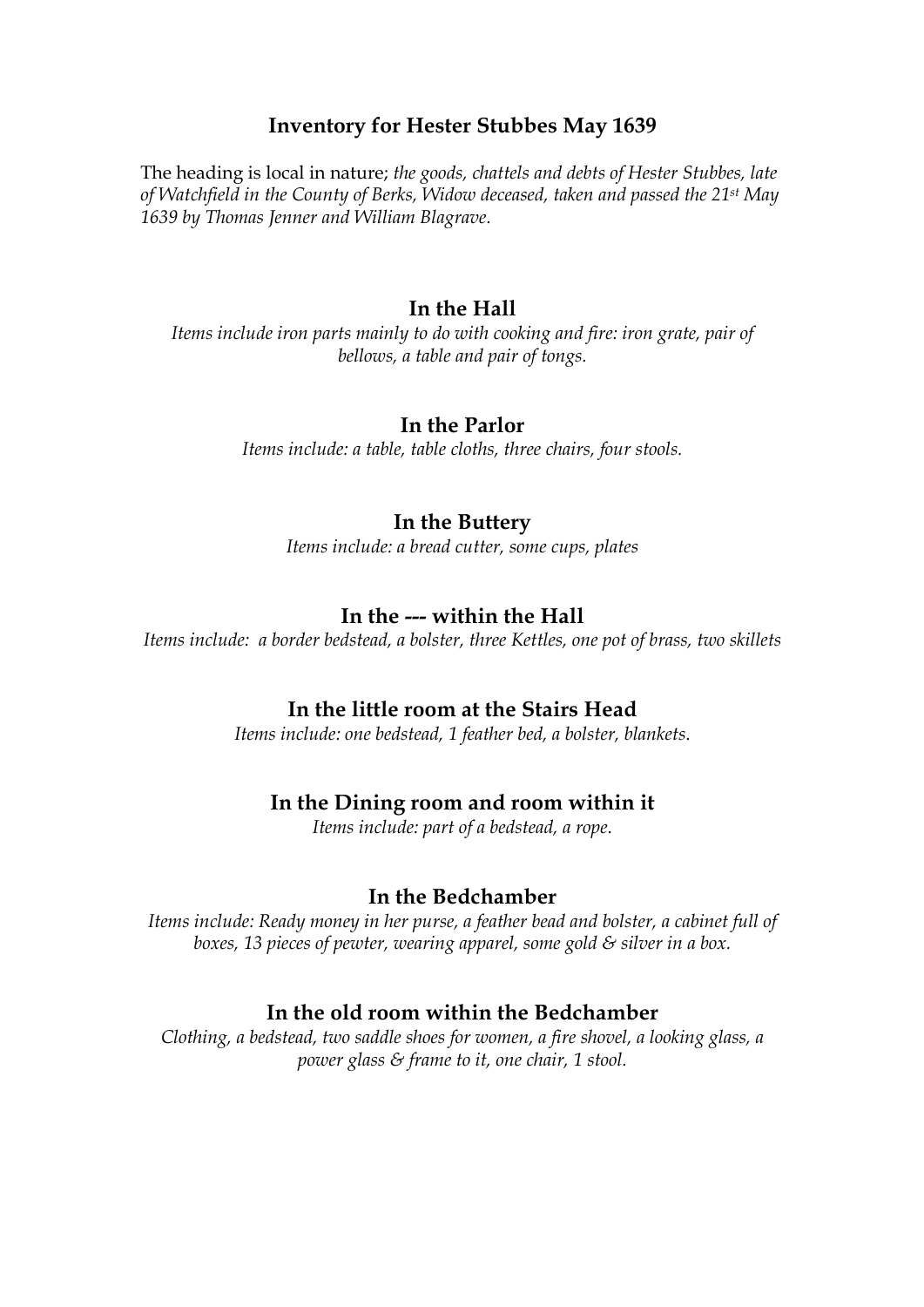## Inventory for Hester Stubbes May 1639

The heading is local in nature; *the goods, chattels and debts of Hester Stubbes, late of Watchfield in the County of Berks, Widow deceased, taken and passed the 21st May 1639 by Thomas Jenner and William Blagrave.*

### In the Hall

*Items include iron parts mainly to do with cooking and fire: iron grate, pair of bellows, a table and pair of tongs.*

### In the Parlor

*Items include: a table, table cloths, three chairs, four stools.*

### In the Buttery

*Items include: a bread cutter, some cups, plates*

### In the --- within the Hall

*Items include: a border bedstead, a bolster, three Kettles, one pot of brass, two skillets*

### In the little room at the Stairs Head

*Items include: one bedstead, 1 feather bed, a bolster, blankets.*

### In the Dining room and room within it

*Items include: part of a bedstead, a rope.*

### In the Bedchamber

*Items include: Ready money in her purse, a feather bead and bolster, a cabinet full of boxes, 13 pieces of pewter, wearing apparel, some gold & silver in a box.*

### In the old room within the Bedchamber

*Clothing, a bedstead, two saddle shoes for women, a fire shovel, a looking glass, a power glass & frame to it, one chair, 1 stool.*